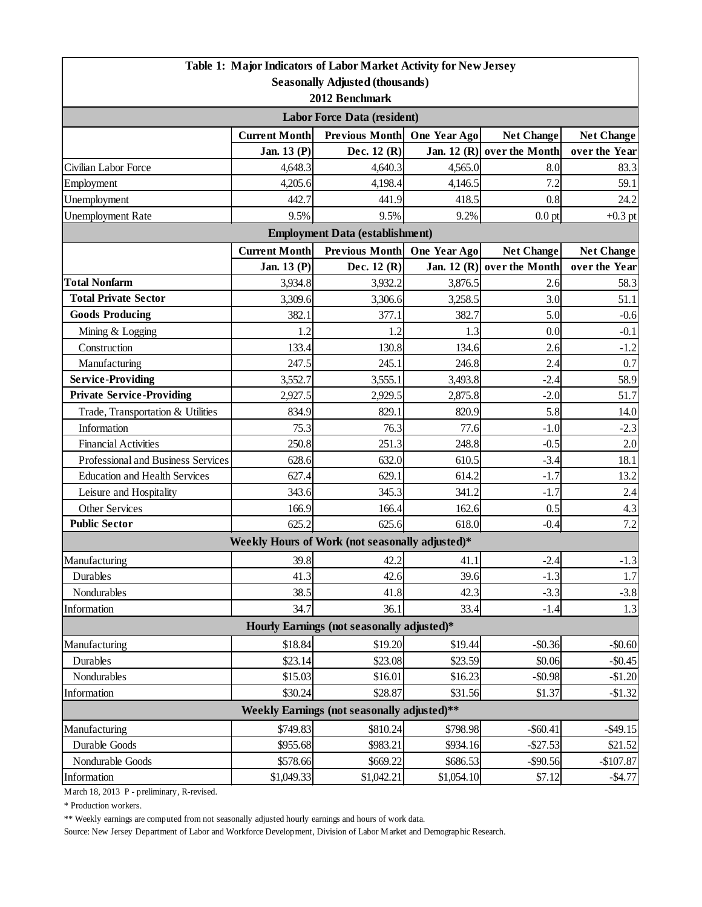| Table 1: Major Indicators of Labor Market Activity for New Jersey | | | | | |
|---|---|---|---|---|---|
| Seasonally Adjusted (thousands) | | | | | |
| 2012 Benchmark | | | | | |
| **Labor Force Data (resident)** | | | | | |
| | **Current Month** | **Previous Month** | **One Year Ago** | **Net Change** | **Net Change** |
| | **Jan. 13 (P)** | **Dec. 12 (R)** | **Jan. 12 (R)** | **over the Month** | **over the Year** |
| Civilian Labor Force | 4,648.3 | 4,640.3 | 4,565.0 | 8.0 | 83.3 |
| Employment | 4,205.6 | 4,198.4 | 4,146.5 | 7.2 | 59.1 |
| Unemployment | 442.7 | 441.9 | 418.5 | 0.8 | 24.2 |
| Unemployment Rate | 9.5% | 9.5% | 9.2% | 0.0 pt | +0.3 pt |
| **Employment Data (establishment)** | | | | | |
| | **Current Month** | **Previous Month** | **One Year Ago** | **Net Change** | **Net Change** |
| | **Jan. 13 (P)** | **Dec. 12 (R)** | **Jan. 12 (R)** | **over the Month** | **over the Year** |
| **Total Nonfarm** | 3,934.8 | 3,932.2 | 3,876.5 | 2.6 | 58.3 |
| **Total Private Sector** | 3,309.6 | 3,306.6 | 3,258.5 | 3.0 | 51.1 |
| **Goods Producing** | 382.1 | 377.1 | 382.7 | 5.0 | -0.6 |
| Mining & Logging | 1.2 | 1.2 | 1.3 | 0.0 | -0.1 |
| Construction | 133.4 | 130.8 | 134.6 | 2.6 | -1.2 |
| Manufacturing | 247.5 | 245.1 | 246.8 | 2.4 | 0.7 |
| **Service-Providing** | 3,552.7 | 3,555.1 | 3,493.8 | -2.4 | 58.9 |
| **Private Service-Providing** | 2,927.5 | 2,929.5 | 2,875.8 | -2.0 | 51.7 |
| Trade, Transportation & Utilities | 834.9 | 829.1 | 820.9 | 5.8 | 14.0 |
| Information | 75.3 | 76.3 | 77.6 | -1.0 | -2.3 |
| Financial Activities | 250.8 | 251.3 | 248.8 | -0.5 | 2.0 |
| Professional and Business Services | 628.6 | 632.0 | 610.5 | -3.4 | 18.1 |
| Education and Health Services | 627.4 | 629.1 | 614.2 | -1.7 | 13.2 |
| Leisure and Hospitality | 343.6 | 345.3 | 341.2 | -1.7 | 2.4 |
| Other Services | 166.9 | 166.4 | 162.6 | 0.5 | 4.3 |
| **Public Sector** | 625.2 | 625.6 | 618.0 | -0.4 | 7.2 |
| **Weekly Hours of Work (not seasonally adjusted)*** | | | | | |
| Manufacturing | 39.8 | 42.2 | 41.1 | -2.4 | -1.3 |
| Durables | 41.3 | 42.6 | 39.6 | -1.3 | 1.7 |
| Nondurables | 38.5 | 41.8 | 42.3 | -3.3 | -3.8 |
| Information | 34.7 | 36.1 | 33.4 | -1.4 | 1.3 |
| **Hourly Earnings (not seasonally adjusted)*** | | | | | |
| Manufacturing | $18.84 | $19.20 | $19.44 | -$0.36 | -$0.60 |
| Durables | $23.14 | $23.08 | $23.59 | $0.06 | -$0.45 |
| Nondurables | $15.03 | $16.01 | $16.23 | -$0.98 | -$1.20 |
| Information | $30.24 | $28.87 | $31.56 | $1.37 | -$1.32 |
| **Weekly Earnings (not seasonally adjusted)**** | | | | | |
| Manufacturing | $749.83 | $810.24 | $798.98 | -$60.41 | -$49.15 |
| Durable Goods | $955.68 | $983.21 | $934.16 | -$27.53 | $21.52 |
| Nondurable Goods | $578.66 | $669.22 | $686.53 | -$90.56 | -$107.87 |
| Information | $1,049.33 | $1,042.21 | $1,054.10 | $7.12 | -$4.77 |

March 18, 2013 P - preliminary, R-revised.

* Production workers.

** Weekly earnings are computed from not seasonally adjusted hourly earnings and hours of work data.

Source: New Jersey Department of Labor and Workforce Development, Division of Labor Market and Demographic Research.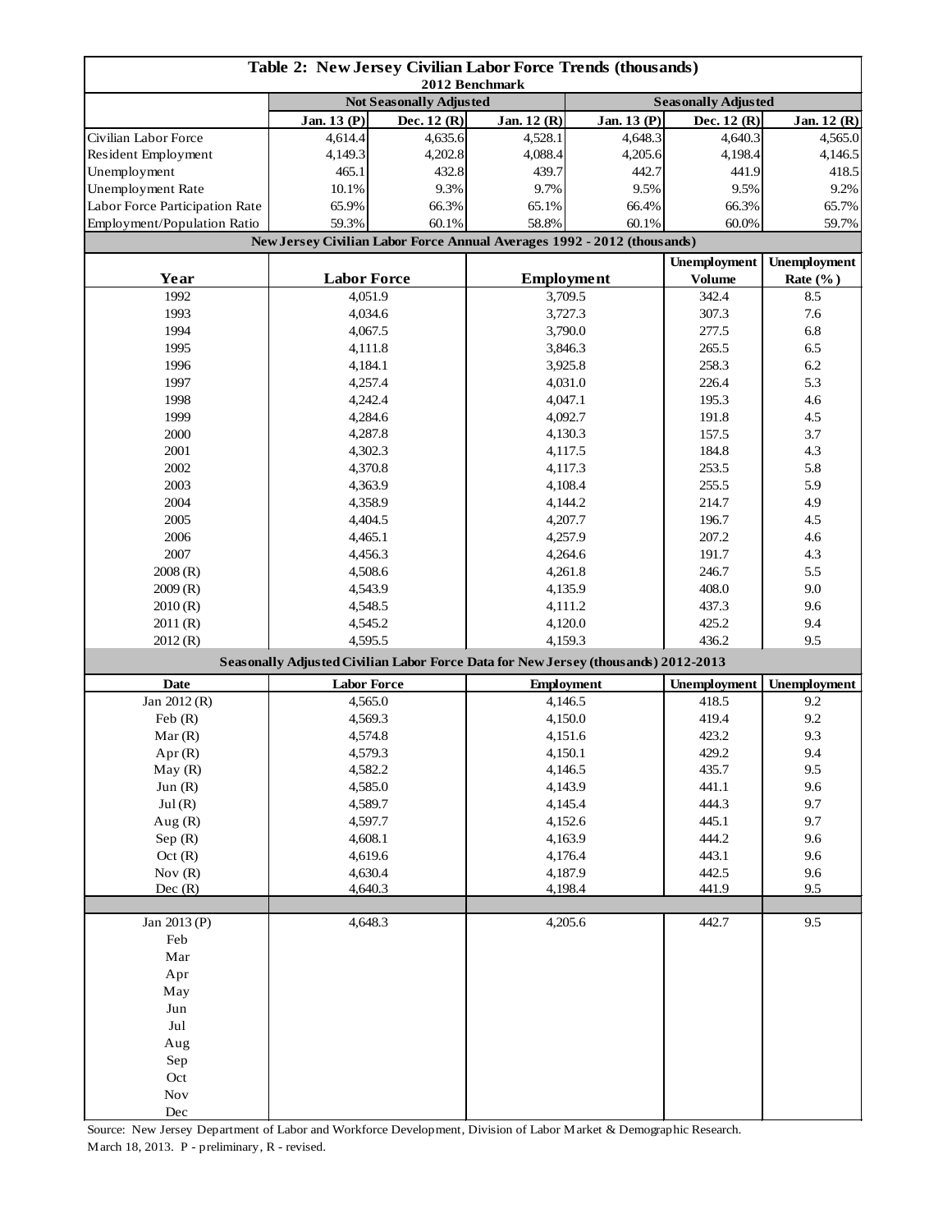# Table 2: New Jersey Civilian Labor Force Trends (thousands)

2012 Benchmark

| | Not Seasonally Adjusted | | | Seasonally Adjusted | | |
|---|---|---|---|---|---|---|
| | Jan. 13 (P) | Dec. 12 (R) | Jan. 12 (R) | Jan. 13 (P) | Dec. 12 (R) | Jan. 12 (R) |
| Civilian Labor Force | 4,614.4 | 4,635.6 | 4,528.1 | 4,648.3 | 4,640.3 | 4,565.0 |
| Resident Employment | 4,149.3 | 4,202.8 | 4,088.4 | 4,205.6 | 4,198.4 | 4,146.5 |
| Unemployment | 465.1 | 432.8 | 439.7 | 442.7 | 441.9 | 418.5 |
| Unemployment Rate | 10.1% | 9.3% | 9.7% | 9.5% | 9.5% | 9.2% |
| Labor Force Participation Rate | 65.9% | 66.3% | 65.1% | 66.4% | 66.3% | 65.7% |
| Employment/Population Ratio | 59.3% | 60.1% | 58.8% | 60.1% | 60.0% | 59.7% |

## New Jersey Civilian Labor Force Annual Averages 1992 - 2012 (thousands)

| Year | Labor Force | Employment | Unemployment Volume | Unemployment Rate (%) |
|---|---|---|---|---|
| 1992 | 4,051.9 | 3,709.5 | 342.4 | 8.5 |
| 1993 | 4,034.6 | 3,727.3 | 307.3 | 7.6 |
| 1994 | 4,067.5 | 3,790.0 | 277.5 | 6.8 |
| 1995 | 4,111.8 | 3,846.3 | 265.5 | 6.5 |
| 1996 | 4,184.1 | 3,925.8 | 258.3 | 6.2 |
| 1997 | 4,257.4 | 4,031.0 | 226.4 | 5.3 |
| 1998 | 4,242.4 | 4,047.1 | 195.3 | 4.6 |
| 1999 | 4,284.6 | 4,092.7 | 191.8 | 4.5 |
| 2000 | 4,287.8 | 4,130.3 | 157.5 | 3.7 |
| 2001 | 4,302.3 | 4,117.5 | 184.8 | 4.3 |
| 2002 | 4,370.8 | 4,117.3 | 253.5 | 5.8 |
| 2003 | 4,363.9 | 4,108.4 | 255.5 | 5.9 |
| 2004 | 4,358.9 | 4,144.2 | 214.7 | 4.9 |
| 2005 | 4,404.5 | 4,207.7 | 196.7 | 4.5 |
| 2006 | 4,465.1 | 4,257.9 | 207.2 | 4.6 |
| 2007 | 4,456.3 | 4,264.6 | 191.7 | 4.3 |
| 2008 (R) | 4,508.6 | 4,261.8 | 246.7 | 5.5 |
| 2009 (R) | 4,543.9 | 4,135.9 | 408.0 | 9.0 |
| 2010 (R) | 4,548.5 | 4,111.2 | 437.3 | 9.6 |
| 2011 (R) | 4,545.2 | 4,120.0 | 425.2 | 9.4 |
| 2012 (R) | 4,595.5 | 4,159.3 | 436.2 | 9.5 |

## Seasonally Adjusted Civilian Labor Force Data for New Jersey (thousands) 2012-2013

| Date | Labor Force | Employment | Unemployment | Unemployment |
|---|---|---|---|---|
| Jan 2012 (R) | 4,565.0 | 4,146.5 | 418.5 | 9.2 |
| Feb (R) | 4,569.3 | 4,150.0 | 419.4 | 9.2 |
| Mar (R) | 4,574.8 | 4,151.6 | 423.2 | 9.3 |
| Apr (R) | 4,579.3 | 4,150.1 | 429.2 | 9.4 |
| May (R) | 4,582.2 | 4,146.5 | 435.7 | 9.5 |
| Jun (R) | 4,585.0 | 4,143.9 | 441.1 | 9.6 |
| Jul (R) | 4,589.7 | 4,145.4 | 444.3 | 9.7 |
| Aug (R) | 4,597.7 | 4,152.6 | 445.1 | 9.7 |
| Sep (R) | 4,608.1 | 4,163.9 | 444.2 | 9.6 |
| Oct (R) | 4,619.6 | 4,176.4 | 443.1 | 9.6 |
| Nov (R) | 4,630.4 | 4,187.9 | 442.5 | 9.6 |
| Dec (R) | 4,640.3 | 4,198.4 | 441.9 | 9.5 |
| | | | | |
| Jan 2013 (P) | 4,648.3 | 4,205.6 | 442.7 | 9.5 |
| Feb | | | | |
| Mar | | | | |
| Apr | | | | |
| May | | | | |
| Jun | | | | |
| Jul | | | | |
| Aug | | | | |
| Sep | | | | |
| Oct | | | | |
| Nov | | | | |
| Dec | | | | |

Source: New Jersey Department of Labor and Workforce Development, Division of Labor Market & Demographic Research.
March 18, 2013. P - preliminary, R - revised.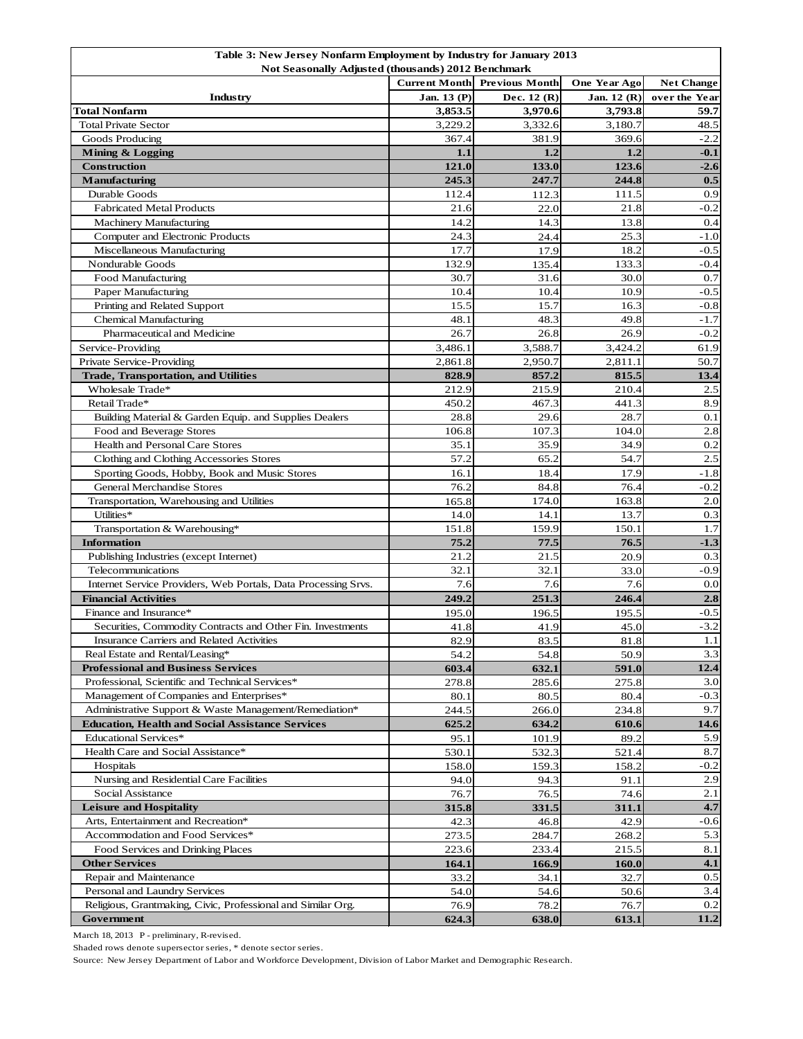**Table 3: New Jersey Nonfarm Employment by Industry for January 2013**
**Not Seasonally Adjusted (thousands) 2012 Benchmark**

| Industry | Current Month Jan. 13 (P) | Previous Month Dec. 12 (R) | One Year Ago Jan. 12 (R) | Net Change over the Year |
|---|---|---|---|---|
| **Total Nonfarm** | **3,853.5** | **3,970.6** | **3,793.8** | **59.7** |
| Total Private Sector | 3,229.2 | 3,332.6 | 3,180.7 | 48.5 |
| Goods Producing | 367.4 | 381.9 | 369.6 | -2.2 |
| **Mining & Logging** | **1.1** | **1.2** | **1.2** | **-0.1** |
| **Construction** | **121.0** | **133.0** | **123.6** | **-2.6** |
| **Manufacturing** | **245.3** | **247.7** | **244.8** | **0.5** |
| Durable Goods | 112.4 | 112.3 | 111.5 | 0.9 |
| Fabricated Metal Products | 21.6 | 22.0 | 21.8 | -0.2 |
| Machinery Manufacturing | 14.2 | 14.3 | 13.8 | 0.4 |
| Computer and Electronic Products | 24.3 | 24.4 | 25.3 | -1.0 |
| Miscellaneous Manufacturing | 17.7 | 17.9 | 18.2 | -0.5 |
| Nondurable Goods | 132.9 | 135.4 | 133.3 | -0.4 |
| Food Manufacturing | 30.7 | 31.6 | 30.0 | 0.7 |
| Paper Manufacturing | 10.4 | 10.4 | 10.9 | -0.5 |
| Printing and Related Support | 15.5 | 15.7 | 16.3 | -0.8 |
| Chemical Manufacturing | 48.1 | 48.3 | 49.8 | -1.7 |
| Pharmaceutical and Medicine | 26.7 | 26.8 | 26.9 | -0.2 |
| Service-Providing | 3,486.1 | 3,588.7 | 3,424.2 | 61.9 |
| Private Service-Providing | 2,861.8 | 2,950.7 | 2,811.1 | 50.7 |
| **Trade, Transportation, and Utilities** | **828.9** | **857.2** | **815.5** | **13.4** |
| Wholesale Trade* | 212.9 | 215.9 | 210.4 | 2.5 |
| Retail Trade* | 450.2 | 467.3 | 441.3 | 8.9 |
| Building Material & Garden Equip. and Supplies Dealers | 28.8 | 29.6 | 28.7 | 0.1 |
| Food and Beverage Stores | 106.8 | 107.3 | 104.0 | 2.8 |
| Health and Personal Care Stores | 35.1 | 35.9 | 34.9 | 0.2 |
| Clothing and Clothing Accessories Stores | 57.2 | 65.2 | 54.7 | 2.5 |
| Sporting Goods, Hobby, Book and Music Stores | 16.1 | 18.4 | 17.9 | -1.8 |
| General Merchandise Stores | 76.2 | 84.8 | 76.4 | -0.2 |
| Transportation, Warehousing and Utilities | 165.8 | 174.0 | 163.8 | 2.0 |
| Utilities* | 14.0 | 14.1 | 13.7 | 0.3 |
| Transportation & Warehousing* | 151.8 | 159.9 | 150.1 | 1.7 |
| **Information** | **75.2** | **77.5** | **76.5** | **-1.3** |
| Publishing Industries (except Internet) | 21.2 | 21.5 | 20.9 | 0.3 |
| Telecommunications | 32.1 | 32.1 | 33.0 | -0.9 |
| Internet Service Providers, Web Portals, Data Processing Srvs. | 7.6 | 7.6 | 7.6 | 0.0 |
| **Financial Activities** | **249.2** | **251.3** | **246.4** | **2.8** |
| Finance and Insurance* | 195.0 | 196.5 | 195.5 | -0.5 |
| Securities, Commodity Contracts and Other Fin. Investments | 41.8 | 41.9 | 45.0 | -3.2 |
| Insurance Carriers and Related Activities | 82.9 | 83.5 | 81.8 | 1.1 |
| Real Estate and Rental/Leasing* | 54.2 | 54.8 | 50.9 | 3.3 |
| **Professional and Business Services** | **603.4** | **632.1** | **591.0** | **12.4** |
| Professional, Scientific and Technical Services* | 278.8 | 285.6 | 275.8 | 3.0 |
| Management of Companies and Enterprises* | 80.1 | 80.5 | 80.4 | -0.3 |
| Administrative Support & Waste Management/Remediation* | 244.5 | 266.0 | 234.8 | 9.7 |
| **Education, Health and Social Assistance Services** | **625.2** | **634.2** | **610.6** | **14.6** |
| Educational Services* | 95.1 | 101.9 | 89.2 | 5.9 |
| Health Care and Social Assistance* | 530.1 | 532.3 | 521.4 | 8.7 |
| Hospitals | 158.0 | 159.3 | 158.2 | -0.2 |
| Nursing and Residential Care Facilities | 94.0 | 94.3 | 91.1 | 2.9 |
| Social Assistance | 76.7 | 76.5 | 74.6 | 2.1 |
| **Leisure and Hospitality** | **315.8** | **331.5** | **311.1** | **4.7** |
| Arts, Entertainment and Recreation* | 42.3 | 46.8 | 42.9 | -0.6 |
| Accommodation and Food Services* | 273.5 | 284.7 | 268.2 | 5.3 |
| Food Services and Drinking Places | 223.6 | 233.4 | 215.5 | 8.1 |
| **Other Services** | **164.1** | **166.9** | **160.0** | **4.1** |
| Repair and Maintenance | 33.2 | 34.1 | 32.7 | 0.5 |
| Personal and Laundry Services | 54.0 | 54.6 | 50.6 | 3.4 |
| Religious, Grantmaking, Civic, Professional and Similar Org. | 76.9 | 78.2 | 76.7 | 0.2 |
| **Government** | **624.3** | **638.0** | **613.1** | **11.2** |

March 18, 2013 P - preliminary, R-revised.

Shaded rows denote supersector series, * denote sector series.

Source: New Jersey Department of Labor and Workforce Development, Division of Labor Market and Demographic Research.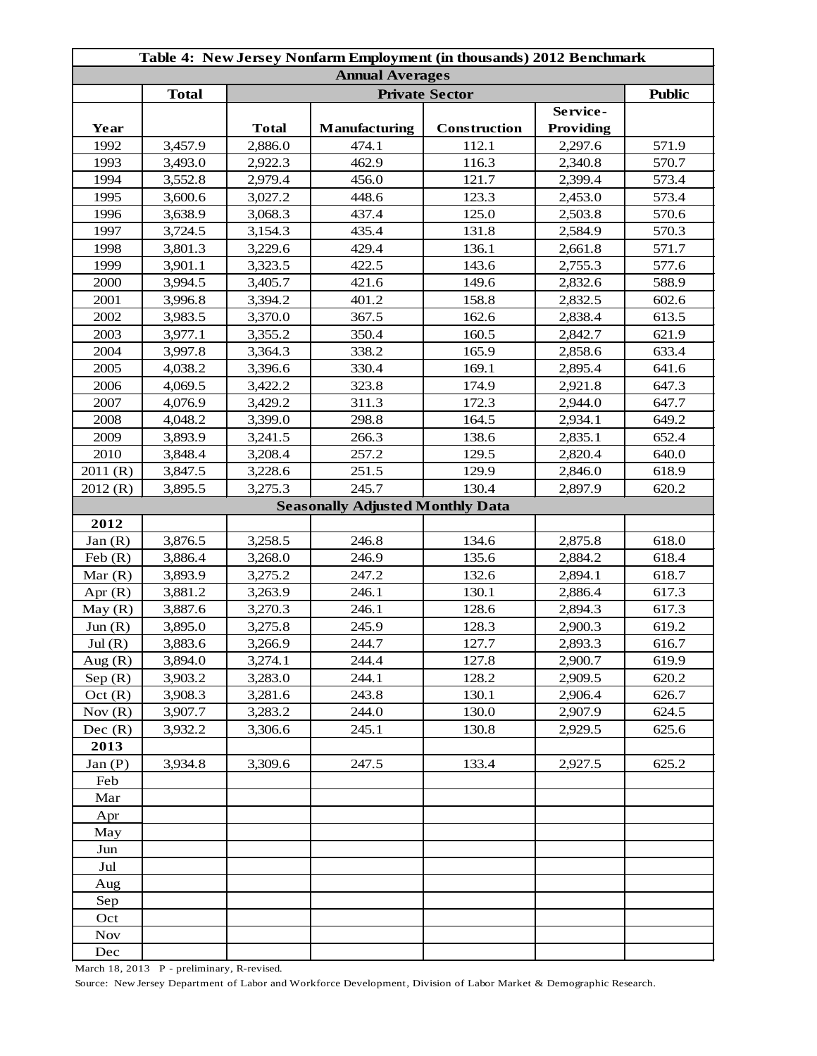| Table 4: New Jersey Nonfarm Employment (in thousands) 2012 Benchmark | | | | | | |
|---|---|---|---|---|---|---|
| **Annual Averages** | | | | | | |
| | **Total** | **Private Sector** | | | | **Public** |
| **Year** | | **Total** | **Manufacturing** | **Construction** | **Service-Providing** | |
| 1992 | 3,457.9 | 2,886.0 | 474.1 | 112.1 | 2,297.6 | 571.9 |
| 1993 | 3,493.0 | 2,922.3 | 462.9 | 116.3 | 2,340.8 | 570.7 |
| 1994 | 3,552.8 | 2,979.4 | 456.0 | 121.7 | 2,399.4 | 573.4 |
| 1995 | 3,600.6 | 3,027.2 | 448.6 | 123.3 | 2,453.0 | 573.4 |
| 1996 | 3,638.9 | 3,068.3 | 437.4 | 125.0 | 2,503.8 | 570.6 |
| 1997 | 3,724.5 | 3,154.3 | 435.4 | 131.8 | 2,584.9 | 570.3 |
| 1998 | 3,801.3 | 3,229.6 | 429.4 | 136.1 | 2,661.8 | 571.7 |
| 1999 | 3,901.1 | 3,323.5 | 422.5 | 143.6 | 2,755.3 | 577.6 |
| 2000 | 3,994.5 | 3,405.7 | 421.6 | 149.6 | 2,832.6 | 588.9 |
| 2001 | 3,996.8 | 3,394.2 | 401.2 | 158.8 | 2,832.5 | 602.6 |
| 2002 | 3,983.5 | 3,370.0 | 367.5 | 162.6 | 2,838.4 | 613.5 |
| 2003 | 3,977.1 | 3,355.2 | 350.4 | 160.5 | 2,842.7 | 621.9 |
| 2004 | 3,997.8 | 3,364.3 | 338.2 | 165.9 | 2,858.6 | 633.4 |
| 2005 | 4,038.2 | 3,396.6 | 330.4 | 169.1 | 2,895.4 | 641.6 |
| 2006 | 4,069.5 | 3,422.2 | 323.8 | 174.9 | 2,921.8 | 647.3 |
| 2007 | 4,076.9 | 3,429.2 | 311.3 | 172.3 | 2,944.0 | 647.7 |
| 2008 | 4,048.2 | 3,399.0 | 298.8 | 164.5 | 2,934.1 | 649.2 |
| 2009 | 3,893.9 | 3,241.5 | 266.3 | 138.6 | 2,835.1 | 652.4 |
| 2010 | 3,848.4 | 3,208.4 | 257.2 | 129.5 | 2,820.4 | 640.0 |
| 2011 (R) | 3,847.5 | 3,228.6 | 251.5 | 129.9 | 2,846.0 | 618.9 |
| 2012 (R) | 3,895.5 | 3,275.3 | 245.7 | 130.4 | 2,897.9 | 620.2 |
| **Seasonally Adjusted Monthly Data** | | | | | | |
| **2012** | | | | | | |
| Jan (R) | 3,876.5 | 3,258.5 | 246.8 | 134.6 | 2,875.8 | 618.0 |
| Feb (R) | 3,886.4 | 3,268.0 | 246.9 | 135.6 | 2,884.2 | 618.4 |
| Mar (R) | 3,893.9 | 3,275.2 | 247.2 | 132.6 | 2,894.1 | 618.7 |
| Apr (R) | 3,881.2 | 3,263.9 | 246.1 | 130.1 | 2,886.4 | 617.3 |
| May (R) | 3,887.6 | 3,270.3 | 246.1 | 128.6 | 2,894.3 | 617.3 |
| Jun (R) | 3,895.0 | 3,275.8 | 245.9 | 128.3 | 2,900.3 | 619.2 |
| Jul (R) | 3,883.6 | 3,266.9 | 244.7 | 127.7 | 2,893.3 | 616.7 |
| Aug (R) | 3,894.0 | 3,274.1 | 244.4 | 127.8 | 2,900.7 | 619.9 |
| Sep (R) | 3,903.2 | 3,283.0 | 244.1 | 128.2 | 2,909.5 | 620.2 |
| Oct (R) | 3,908.3 | 3,281.6 | 243.8 | 130.1 | 2,906.4 | 626.7 |
| Nov (R) | 3,907.7 | 3,283.2 | 244.0 | 130.0 | 2,907.9 | 624.5 |
| Dec (R) | 3,932.2 | 3,306.6 | 245.1 | 130.8 | 2,929.5 | 625.6 |
| **2013** | | | | | | |
| Jan (P) | 3,934.8 | 3,309.6 | 247.5 | 133.4 | 2,927.5 | 625.2 |
| Feb | | | | | | |
| Mar | | | | | | |
| Apr | | | | | | |
| May | | | | | | |
| Jun | | | | | | |
| Jul | | | | | | |
| Aug | | | | | | |
| Sep | | | | | | |
| Oct | | | | | | |
| Nov | | | | | | |
| Dec | | | | | | |

March 18, 2013 P - preliminary, R-revised.

Source: New Jersey Department of Labor and Workforce Development, Division of Labor Market & Demographic Research.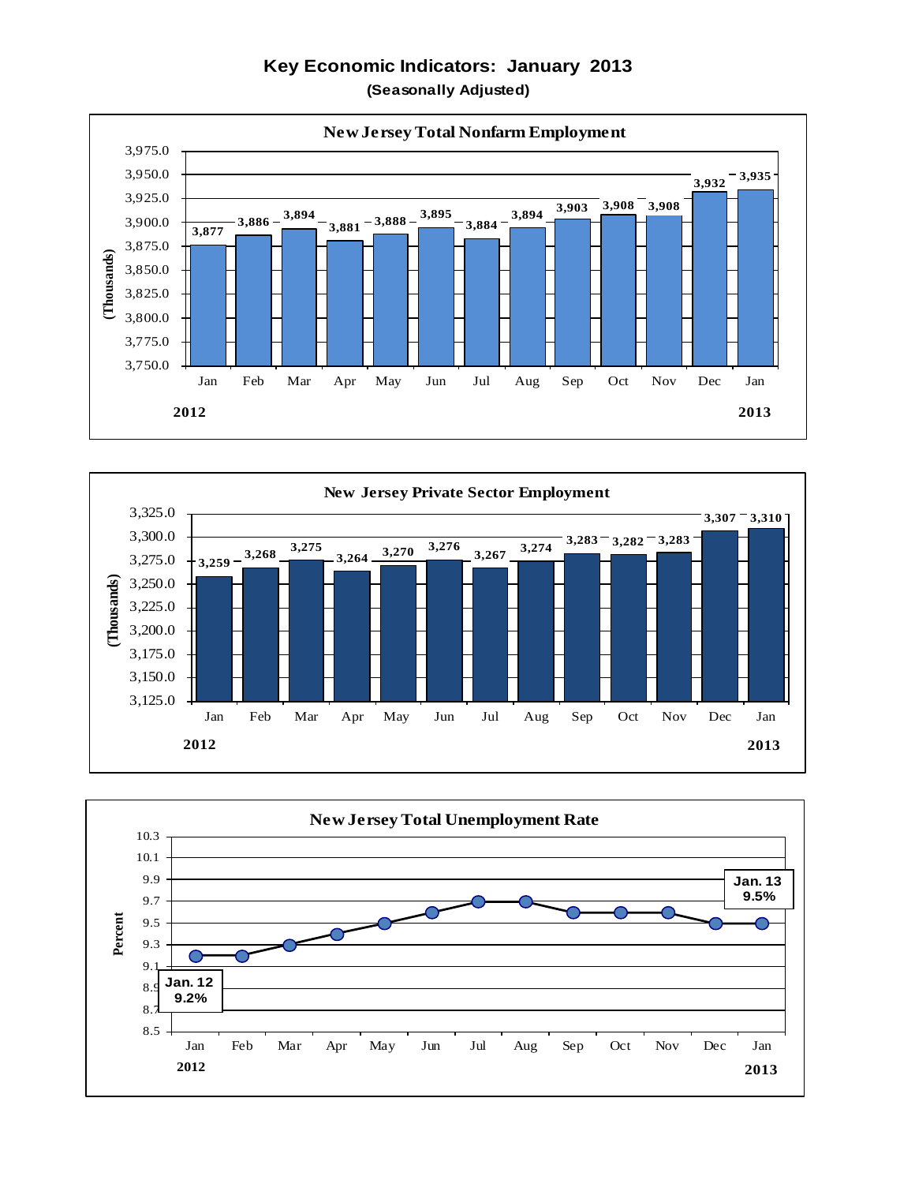# Key Economic Indicators: January 2013

**(Seasonally Adjusted)**

**New Jersey Total Nonfarm Employment**

(Thousands)

3,975.0
3,950.0
3,925.0
3,900.0
3,875.0
3,850.0
3,825.0
3,800.0
3,775.0
3,750.0

3,877 3,886 3,894 3,881 3,888 3,895 3,884 3,894 3,903 3,908 3,908 3,932 3,935

Jan Feb Mar Apr May Jun Jul Aug Sep Oct Nov Dec Jan

2012 2013

**New Jersey Private Sector Employment**

(Thousands)

3,325.0
3,300.0
3,275.0
3,250.0
3,225.0
3,200.0
3,175.0
3,150.0
3,125.0

3,259 3,268 3,275 3,264 3,270 3,276 3,267 3,274 3,283 3,282 3,283 3,307 3,310

Jan Feb Mar Apr May Jun Jul Aug Sep Oct Nov Dec Jan

2012 2013

**New Jersey Total Unemployment Rate**

Percent

10.3
10.1
9.9
9.7
9.5
9.3
9.1
8.9
8.7
8.5

Jan. 12
9.2%

Jan. 13
9.5%

Jan Feb Mar Apr May Jun Jul Aug Sep Oct Nov Dec Jan

2012 2013